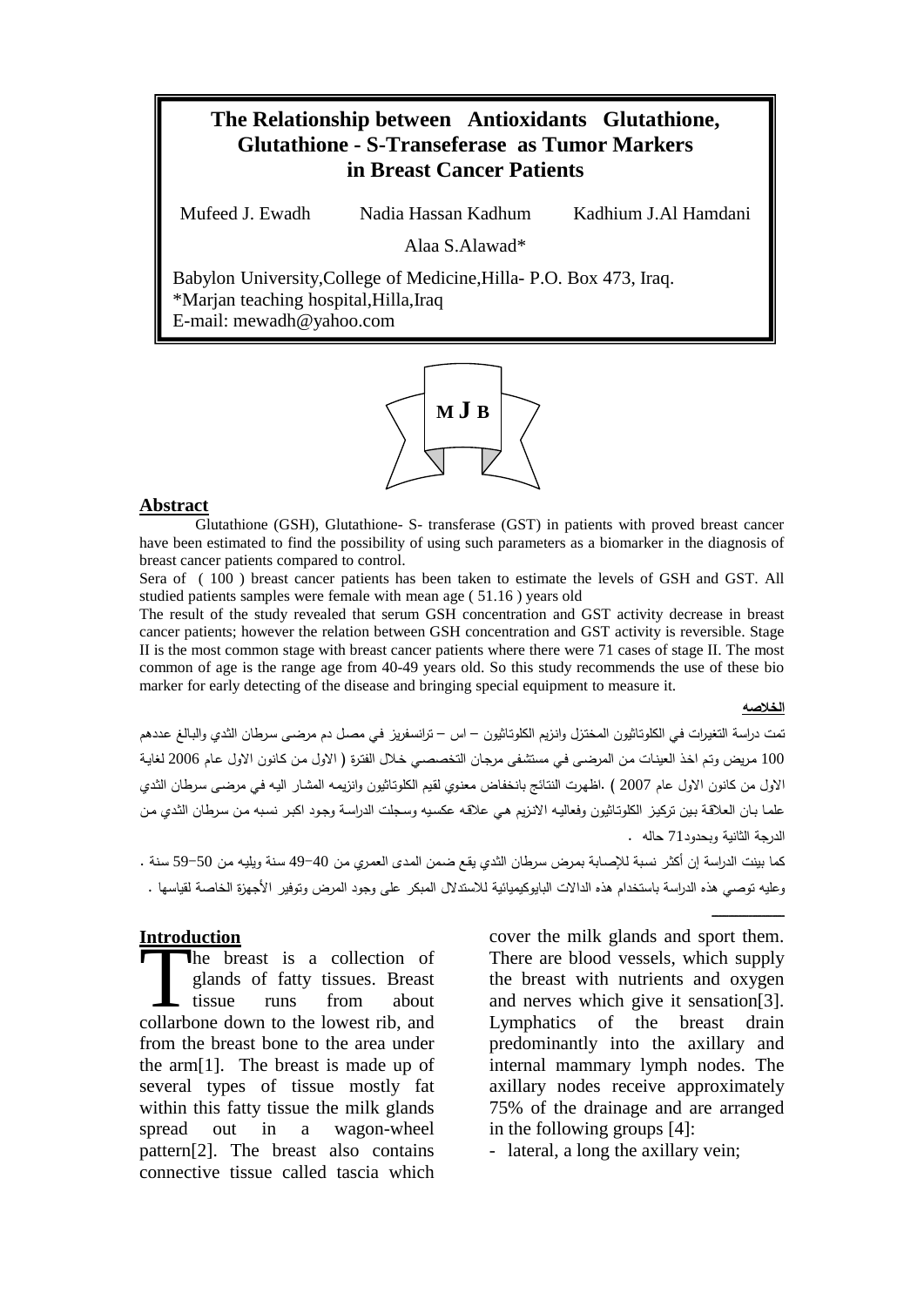# The Relationship between Antioxidants Glutathione, Glutathione - S-Transeferase as Tumor Markers in Breast Cancer Patients

Mufeed J. Ewadh    Nadia Hassan Kadhum    Kadhium J.Al Hamdani

Alaa S.Alawad*

Babylon University,College of Medicine,Hilla- P.O. Box 473, Iraq.
*Marjan teaching hospital,Hilla,Iraq
E-mail: mewadh@yahoo.com

M J B

## Abstract

Glutathione (GSH), Glutathione- S- transferase (GST) in patients with proved breast cancer have been estimated to find the possibility of using such parameters as a biomarker in the diagnosis of breast cancer patients compared to control.

Sera of ( 100 ) breast cancer patients has been taken to estimate the levels of GSH and GST. All studied patients samples were female with mean age ( 51.16 ) years old

The result of the study revealed that serum GSH concentration and GST activity decrease in breast cancer patients; however the relation between GSH concentration and GST activity is reversible. Stage II is the most common stage with breast cancer patients where there were 71 cases of stage II. The most common of age is the range age from 40-49 years old. So this study recommends the use of these bio marker for early detecting of the disease and bringing special equipment to measure it.

## الخلاصه

تمت دراسة التغيرات في الكلوتاثيون المختزل وانزيم الكلوتاثيون – اس – ترانسفريز في مصل دم مرضى سرطان الثدي والبالغ عددهم 100 مريض وتم اخذ العينات من المرضى في مستشفى مرجان التخصصي خلال الفترة ( الاول من كانون الاول عام 2006 لغاية الاول من كانون الاول عام 2007 ) .اظهرت النتائج بانخفاض معنوي لقيم الكلوتاثيون وانزيمه المشار اليه في مرضى سرطان الثدي علما بـان العلاقة بين تركيز الكلوتاثيون وفعاليه الانزيم هي علاقه عكسيه وسجلت الدراسة وجود اكبر نسبه من سرطان الثدي من الدرجة الثانية وبحدود71 حاله .

كما بينت الدراسة إن أكثر نسبة للإصابة بمرض سرطان الثدي يقع ضمن المدى العمري من 40–49 سنة ويليه من 50–59 سنة . وعليه توصي هذه الدراسة باستخدام هذه الدالات البايوكيميائية للاستدلال المبكر على وجود المرض وتوفير الأجهزة الخاصة لقياسها .

## Introduction

The breast is a collection of glands of fatty tissues. Breast tissue runs from about collarbone down to the lowest rib, and from the breast bone to the area under the arm[1]. The breast is made up of several types of tissue mostly fat within this fatty tissue the milk glands spread out in a wagon-wheel pattern[2]. The breast also contains connective tissue called tascia which cover the milk glands and sport them. There are blood vessels, which supply the breast with nutrients and oxygen and nerves which give it sensation[3]. Lymphatics of the breast drain predominantly into the axillary and internal mammary lymph nodes. The axillary nodes receive approximately 75% of the drainage and are arranged in the following groups [4]:

- lateral, a long the axillary vein;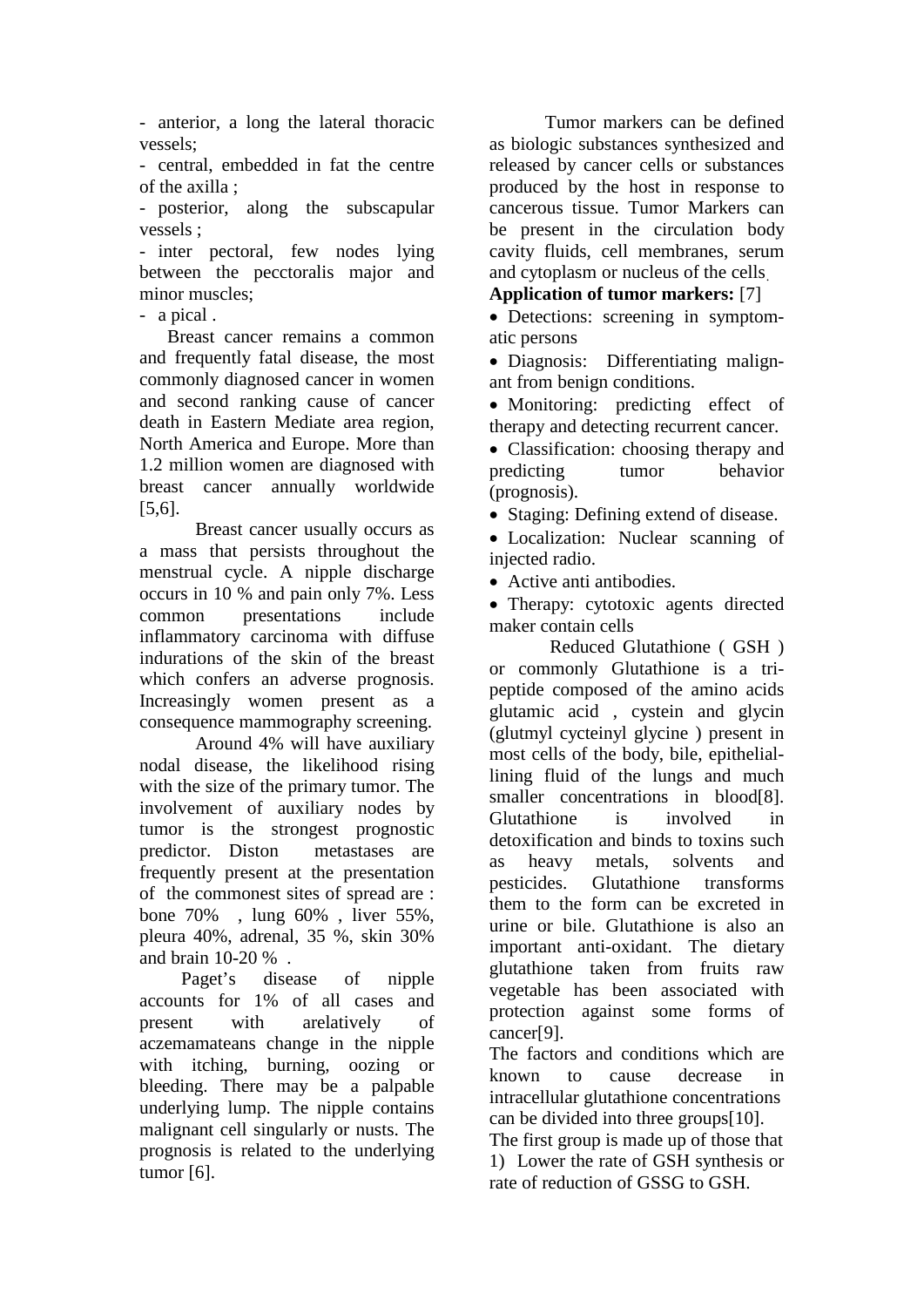- anterior, a long the lateral thoracic vessels;

- central, embedded in fat the centre of the axilla ;

- posterior, along the subscapular vessels ;

- inter pectoral, few nodes lying between the pecctoralis major and minor muscles;

- a pical .

Breast cancer remains a common and frequently fatal disease, the most commonly diagnosed cancer in women and second ranking cause of cancer death in Eastern Mediate area region, North America and Europe. More than 1.2 million women are diagnosed with breast cancer annually worldwide [5,6].

Breast cancer usually occurs as a mass that persists throughout the menstrual cycle. A nipple discharge occurs in 10 % and pain only 7%. Less common presentations include inflammatory carcinoma with diffuse indurations of the skin of the breast which confers an adverse prognosis. Increasingly women present as a consequence mammography screening.

Around 4% will have auxiliary nodal disease, the likelihood rising with the size of the primary tumor. The involvement of auxiliary nodes by tumor is the strongest prognostic predictor. Diston metastases are frequently present at the presentation of the commonest sites of spread are : bone 70% , lung 60% , liver 55%, pleura 40%, adrenal, 35 %, skin 30% and brain 10-20 % .

Paget's disease of nipple accounts for 1% of all cases and present with arelatively of aczemamateans change in the nipple with itching, burning, oozing or bleeding. There may be a palpable underlying lump. The nipple contains malignant cell singularly or nusts. The prognosis is related to the underlying tumor [6].

Tumor markers can be defined as biologic substances synthesized and released by cancer cells or substances produced by the host in response to cancerous tissue. Tumor Markers can be present in the circulation body cavity fluids, cell membranes, serum and cytoplasm or nucleus of the cells.

**Application of tumor markers:** [7]

- Detections: screening in symptomatic persons
- Diagnosis: Differentiating malignant from benign conditions.
- Monitoring: predicting effect of therapy and detecting recurrent cancer.
- Classification: choosing therapy and predicting tumor behavior (prognosis).
- Staging: Defining extend of disease.
- Localization: Nuclear scanning of injected radio.
- Active anti antibodies.
- Therapy: cytotoxic agents directed maker contain cells

Reduced Glutathione ( GSH ) or commonly Glutathione is a tripeptide composed of the amino acids glutamic acid , cystein and glycin (glutmyl cycteinyl glycine ) present in most cells of the body, bile, epithelial-lining fluid of the lungs and much smaller concentrations in blood[8]. Glutathione is involved in detoxification and binds to toxins such as heavy metals, solvents and pesticides. Glutathione transforms them to the form can be excreted in urine or bile. Glutathione is also an important anti-oxidant. The dietary glutathione taken from fruits raw vegetable has been associated with protection against some forms of cancer[9].

The factors and conditions which are known to cause decrease in intracellular glutathione concentrations can be divided into three groups[10].

The first group is made up of those that

1) Lower the rate of GSH synthesis or rate of reduction of GSSG to GSH.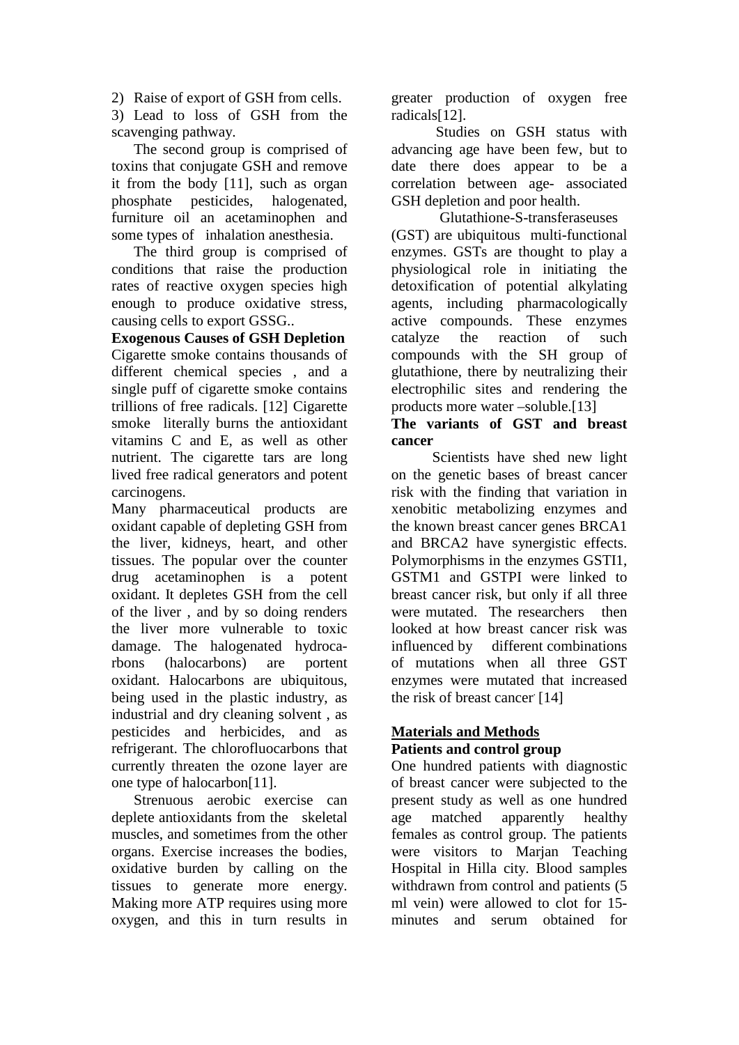2) Raise of export of GSH from cells.

3) Lead to loss of GSH from the scavenging pathway.

The second group is comprised of toxins that conjugate GSH and remove it from the body [11], such as organ phosphate pesticides, halogenated, furniture oil an acetaminophen and some types of inhalation anesthesia.

The third group is comprised of conditions that raise the production rates of reactive oxygen species high enough to produce oxidative stress, causing cells to export GSSG..

**Exogenous Causes of GSH Depletion**

Cigarette smoke contains thousands of different chemical species , and a single puff of cigarette smoke contains trillions of free radicals. [12] Cigarette smoke literally burns the antioxidant vitamins C and E, as well as other nutrient. The cigarette tars are long lived free radical generators and potent carcinogens.

Many pharmaceutical products are oxidant capable of depleting GSH from the liver, kidneys, heart, and other tissues. The popular over the counter drug acetaminophen is a potent oxidant. It depletes GSH from the cell of the liver , and by so doing renders the liver more vulnerable to toxic damage. The halogenated hydrocarbons (halocarbons) are portent oxidant. Halocarbons are ubiquitous, being used in the plastic industry, as industrial and dry cleaning solvent , as pesticides and herbicides, and as refrigerant. The chlorofluocarbons that currently threaten the ozone layer are one type of halocarbon[11].

Strenuous aerobic exercise can deplete antioxidants from the skeletal muscles, and sometimes from the other organs. Exercise increases the bodies, oxidative burden by calling on the tissues to generate more energy. Making more ATP requires using more oxygen, and this in turn results in greater production of oxygen free radicals[12].

Studies on GSH status with advancing age have been few, but to date there does appear to be a correlation between age- associated GSH depletion and poor health.

Glutathione-S-transferaseuses (GST) are ubiquitous multi-functional enzymes. GSTs are thought to play a physiological role in initiating the detoxification of potential alkylating agents, including pharmacologically active compounds. These enzymes catalyze the reaction of such compounds with the SH group of glutathione, there by neutralizing their electrophilic sites and rendering the products more water –soluble.[13]

**The variants of GST and breast cancer**

Scientists have shed new light on the genetic bases of breast cancer risk with the finding that variation in xenobitic metabolizing enzymes and the known breast cancer genes BRCA1 and BRCA2 have synergistic effects. Polymorphisms in the enzymes GSTI1, GSTM1 and GSTPI were linked to breast cancer risk, but only if all three were mutated. The researchers then looked at how breast cancer risk was influenced by different combinations of mutations when all three GST enzymes were mutated that increased the risk of breast cancer. [14]

## Materials and Methods

**Patients and control group**

One hundred patients with diagnostic of breast cancer were subjected to the present study as well as one hundred age matched apparently healthy females as control group. The patients were visitors to Marjan Teaching Hospital in Hilla city. Blood samples withdrawn from control and patients (5 ml vein) were allowed to clot for 15-minutes and serum obtained for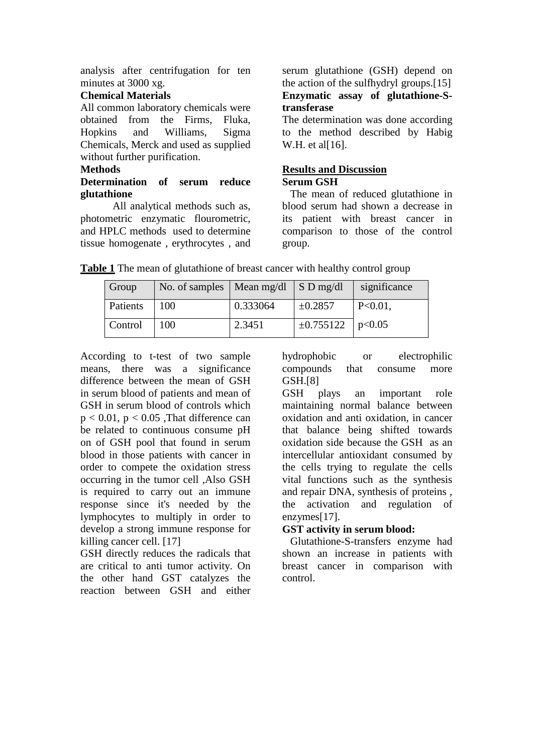analysis after centrifugation for ten minutes at 3000 xg.

**Chemical Materials**

All common laboratory chemicals were obtained from the Firms, Fluka, Hopkins and Williams, Sigma Chemicals, Merck and used as supplied without further purification.

**Methods**

**Determination of serum reduce glutathione**

All analytical methods such as, photometric enzymatic flourometric, and HPLC methods used to determine tissue homogenate , erythrocytes , and serum glutathione (GSH) depend on the action of the sulfhydryl groups.[15]

**Enzymatic assay of glutathione-S-transferase**

The determination was done according to the method described by Habig W.H. et al[16].

## Results and Discussion

**Serum GSH**

The mean of reduced glutathione in blood serum had shown a decrease in its patient with breast cancer in comparison to those of the control group.

**Table 1** The mean of glutathione of breast cancer with healthy control group

| Group | No. of samples | Mean mg/dl | S D mg/dl | significance |
|---|---|---|---|---|
| Patients | 100 | 0.333064 | ±0.2857 | $P<0.01$, |
| Control | 100 | 2.3451 | ±0.755122 | $p<0.05$ |

According to t-test of two sample means, there was a significance difference between the mean of GSH in serum blood of patients and mean of GSH in serum blood of controls which $p < 0.01$, $p < 0.05$ ,That difference can be related to continuous consume pH on of GSH pool that found in serum blood in those patients with cancer in order to compete the oxidation stress occurring in the tumor cell ,Also GSH is required to carry out an immune response since it's needed by the lymphocytes to multiply in order to develop a strong immune response for killing cancer cell. [17]

GSH directly reduces the radicals that are critical to anti tumor activity. On the other hand GST catalyzes the reaction between GSH and either hydrophobic or electrophilic compounds that consume more GSH.[8]

GSH plays an important role maintaining normal balance between oxidation and anti oxidation, in cancer that balance being shifted towards oxidation side because the GSH as an intercellular antioxidant consumed by the cells trying to regulate the cells vital functions such as the synthesis and repair DNA, synthesis of proteins , the activation and regulation of enzymes[17].

**GST activity in serum blood:**

Glutathione-S-transfers enzyme had shown an increase in patients with breast cancer in comparison with control.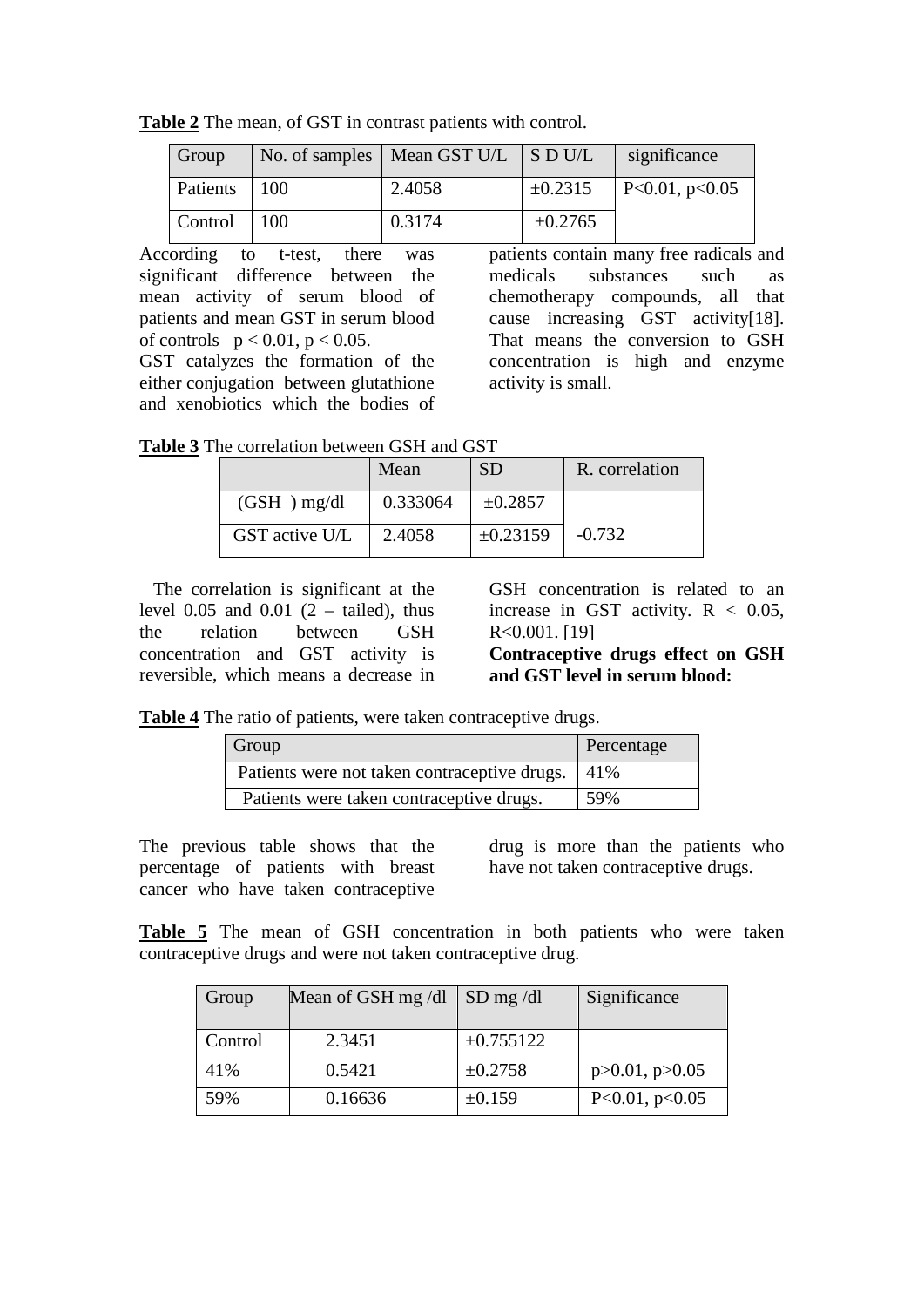**Table 2** The mean, of GST in contrast patients with control.

| Group | No. of samples | Mean GST U/L | S D U/L | significance |
|---|---|---|---|---|
| Patients | 100 | 2.4058 | ±0.2315 | $P<0.01$, $p<0.05$ |
| Control | 100 | 0.3174 | ±0.2765 | |

According to t-test, there was significant difference between the mean activity of serum blood of patients and mean GST in serum blood of controls $p < 0.01$, $p < 0.05$.

GST catalyzes the formation of the either conjugation between glutathione and xenobiotics which the bodies of patients contain many free radicals and medicals substances such as chemotherapy compounds, all that cause increasing GST activity[18]. That means the conversion to GSH concentration is high and enzyme activity is small.

**Table 3** The correlation between GSH and GST

| | Mean | SD | R. correlation |
|---|---|---|---|
| (GSH ) mg/dl | 0.333064 | ±0.2857 | |
| GST active U/L | 2.4058 | ±0.23159 | -0.732 |

The correlation is significant at the level 0.05 and 0.01 (2 – tailed), thus the relation between GSH concentration and GST activity is reversible, which means a decrease in GSH concentration is related to an increase in GST activity. $R < 0.05$, $R<0.001$. [19]

**Contraceptive drugs effect on GSH and GST level in serum blood:**

**Table 4** The ratio of patients, were taken contraceptive drugs.

| Group | Percentage |
|---|---|
| Patients were not taken contraceptive drugs. | 41% |
| Patients were taken contraceptive drugs. | 59% |

The previous table shows that the percentage of patients with breast cancer who have taken contraceptive drug is more than the patients who have not taken contraceptive drugs.

**Table 5** The mean of GSH concentration in both patients who were taken contraceptive drugs and were not taken contraceptive drug.

| Group | Mean of GSH mg /dl | SD mg /dl | Significance |
|---|---|---|---|
| Control | 2.3451 | ±0.755122 | |
| 41% | 0.5421 | ±0.2758 | $p>0.01$, $p>0.05$ |
| 59% | 0.16636 | ±0.159 | $P<0.01$, $p<0.05$ |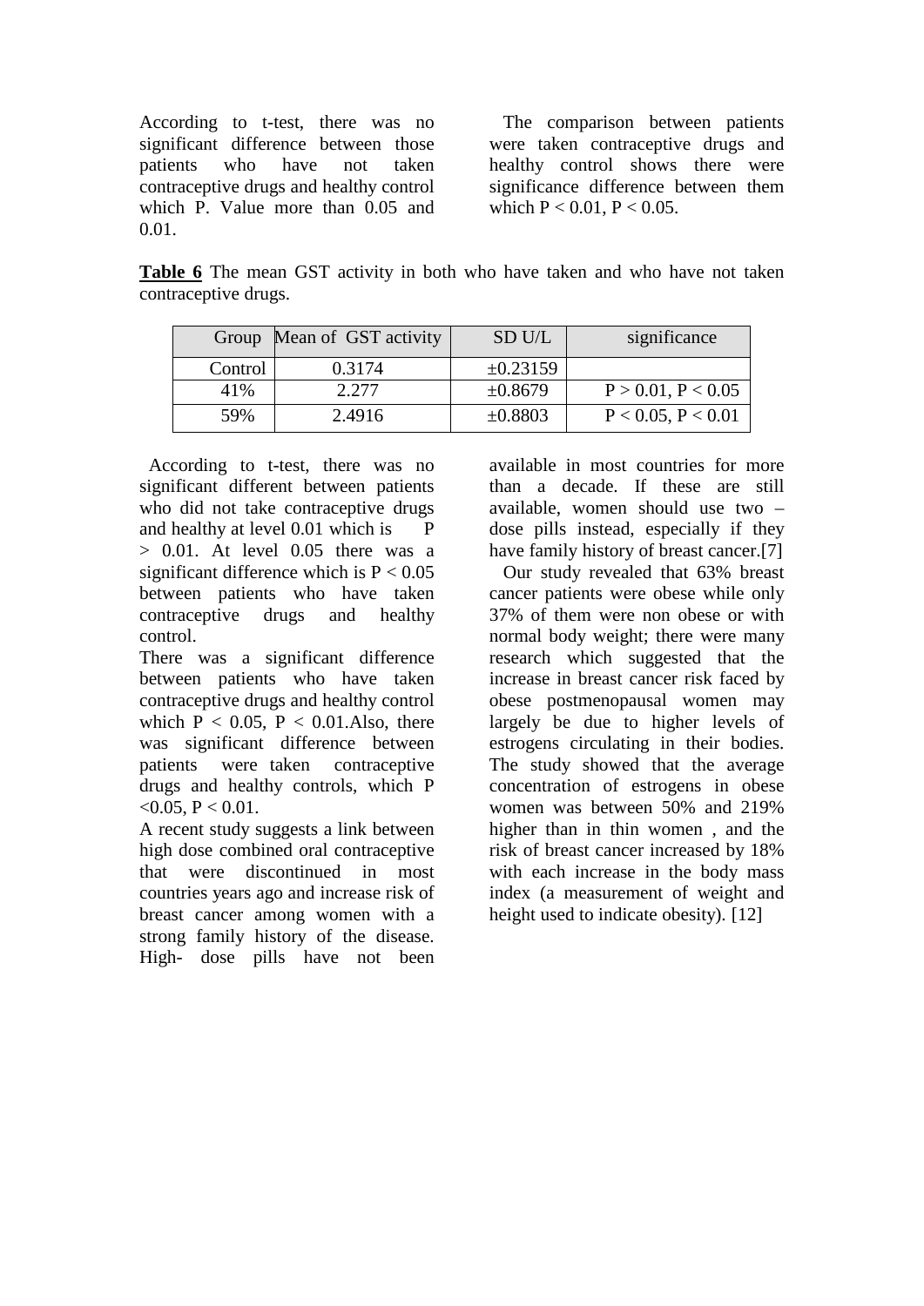According to t-test, there was no significant difference between those patients who have not taken contraceptive drugs and healthy control which P. Value more than 0.05 and 0.01.

The comparison between patients were taken contraceptive drugs and healthy control shows there were significance difference between them which $P < 0.01$, $P < 0.05$.

**Table 6** The mean GST activity in both who have taken and who have not taken contraceptive drugs.

| Group | Mean of GST activity | SD U/L | significance |
|---|---|---|---|
| Control | 0.3174 | ±0.23159 | |
| 41% | 2.277 | ±0.8679 | $P > 0.01$, $P < 0.05$ |
| 59% | 2.4916 | ±0.8803 | $P < 0.05$, $P < 0.01$ |

According to t-test, there was no significant different between patients who did not take contraceptive drugs and healthy at level 0.01 which is $P > 0.01$. At level 0.05 there was a significant difference which is $P < 0.05$ between patients who have taken contraceptive drugs and healthy control.

There was a significant difference between patients who have taken contraceptive drugs and healthy control which $P < 0.05$, $P < 0.01$.Also, there was significant difference between patients were taken contraceptive drugs and healthy controls, which $P < 0.05$, $P < 0.01$.

A recent study suggests a link between high dose combined oral contraceptive that were discontinued in most countries years ago and increase risk of breast cancer among women with a strong family history of the disease. High- dose pills have not been available in most countries for more than a decade. If these are still available, women should use two – dose pills instead, especially if they have family history of breast cancer.[7]

Our study revealed that 63% breast cancer patients were obese while only 37% of them were non obese or with normal body weight; there were many research which suggested that the increase in breast cancer risk faced by obese postmenopausal women may largely be due to higher levels of estrogens circulating in their bodies. The study showed that the average concentration of estrogens in obese women was between 50% and 219% higher than in thin women , and the risk of breast cancer increased by 18% with each increase in the body mass index (a measurement of weight and height used to indicate obesity). [12]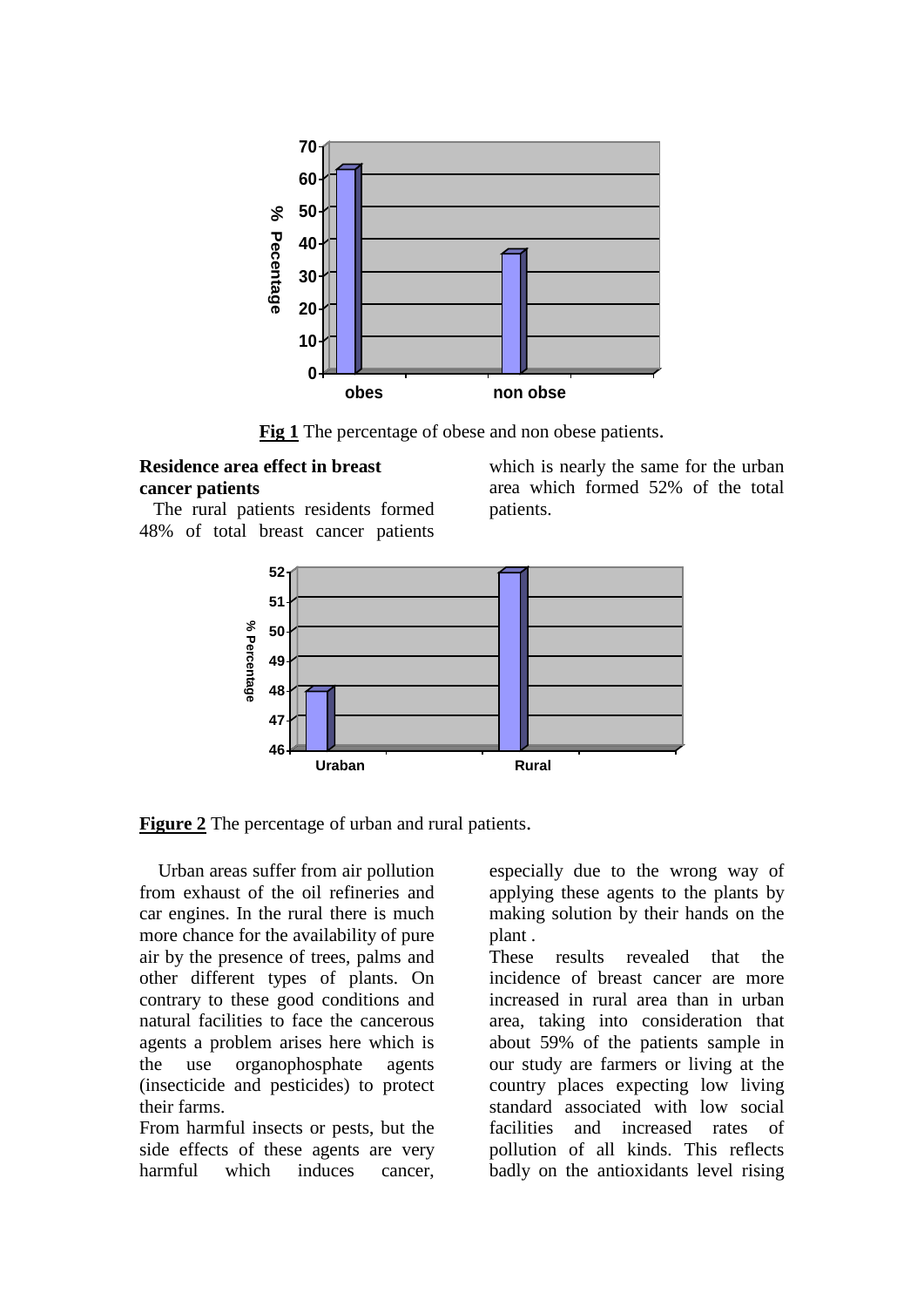**Fig 1** The percentage of obese and non obese patients.

### Residence area effect in breast cancer patients

The rural patients residents formed 48% of total breast cancer patients which is nearly the same for the urban area which formed 52% of the total patients.

**Figure 2** The percentage of urban and rural patients.

Urban areas suffer from air pollution from exhaust of the oil refineries and car engines. In the rural there is much more chance for the availability of pure air by the presence of trees, palms and other different types of plants. On contrary to these good conditions and natural facilities to face the cancerous agents a problem arises here which is the use organophosphate agents (insecticide and pesticides) to protect their farms.

From harmful insects or pests, but the side effects of these agents are very harmful which induces cancer, especially due to the wrong way of applying these agents to the plants by making solution by their hands on the plant .

These results revealed that the incidence of breast cancer are more increased in rural area than in urban area, taking into consideration that about 59% of the patients sample in our study are farmers or living at the country places expecting low living standard associated with low social facilities and increased rates of pollution of all kinds. This reflects badly on the antioxidants level rising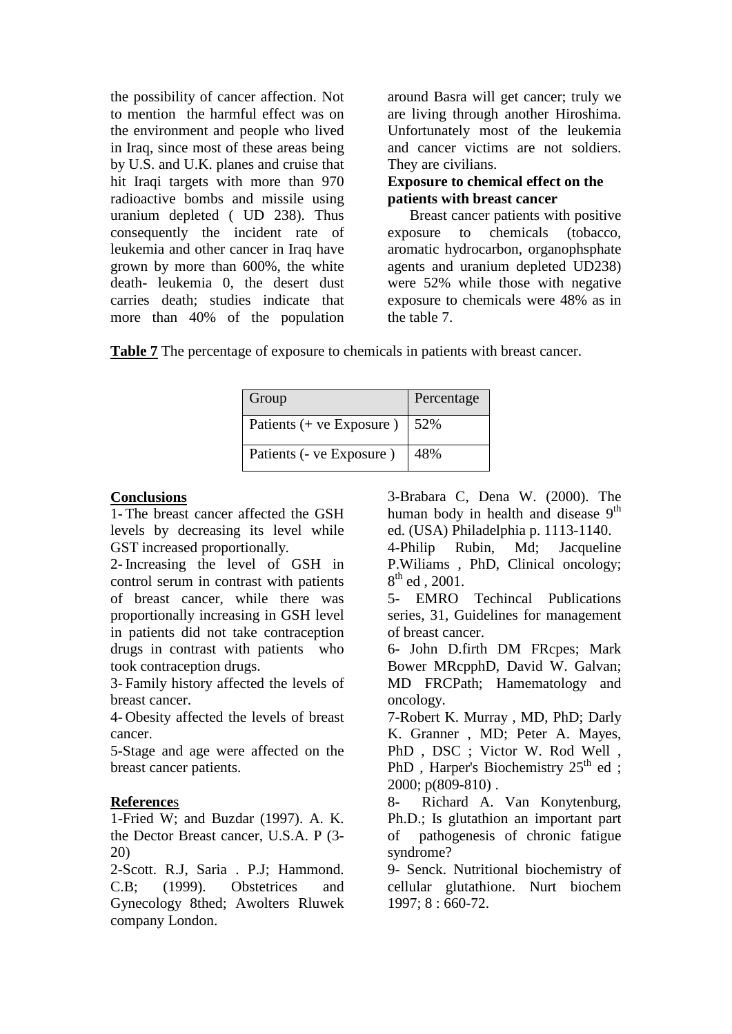the possibility of cancer affection. Not to mention the harmful effect was on the environment and people who lived in Iraq, since most of these areas being by U.S. and U.K. planes and cruise that hit Iraqi targets with more than 970 radioactive bombs and missile using uranium depleted ( UD 238). Thus consequently the incident rate of leukemia and other cancer in Iraq have grown by more than 600%, the white death- leukemia 0, the desert dust carries death; studies indicate that more than 40% of the population around Basra will get cancer; truly we are living through another Hiroshima. Unfortunately most of the leukemia and cancer victims are not soldiers. They are civilians.

**Exposure to chemical effect on the patients with breast cancer**

Breast cancer patients with positive exposure to chemicals (tobacco, aromatic hydrocarbon, organophsphate agents and uranium depleted UD238) were 52% while those with negative exposure to chemicals were 48% as in the table 7.

**Table 7** The percentage of exposure to chemicals in patients with breast cancer.

| Group | Percentage |
|---|---|
| Patients (+ ve Exposure ) | 52% |
| Patients (- ve Exposure ) | 48% |

## Conclusions

1- The breast cancer affected the GSH levels by decreasing its level while GST increased proportionally.

2- Increasing the level of GSH in control serum in contrast with patients of breast cancer, while there was proportionally increasing in GSH level in patients did not take contraception drugs in contrast with patients who took contraception drugs.

3- Family history affected the levels of breast cancer.

4- Obesity affected the levels of breast cancer.

5-Stage and age were affected on the breast cancer patients.

## References

1-Fried W; and Buzdar (1997). A. K. the Dector Breast cancer, U.S.A. P (3-20)

2-Scott. R.J, Saria . P.J; Hammond. C.B; (1999). Obstetrices and Gynecology 8thed; Awolters Rluwek company London.

3-Brabara C, Dena W. (2000). The human body in health and disease 9th ed. (USA) Philadelphia p. 1113-1140.

4-Philip Rubin, Md; Jacqueline P.Wiliams , PhD, Clinical oncology; 8th ed , 2001.

5- EMRO Techincal Publications series, 31, Guidelines for management of breast cancer.

6- John D.firth DM FRcpes; Mark Bower MRcpphD, David W. Galvan; MD FRCPath; Hamematology and oncology.

7-Robert K. Murray , MD, PhD; Darly K. Granner , MD; Peter A. Mayes, PhD , DSC ; Victor W. Rod Well , PhD , Harper's Biochemistry 25th ed ; 2000; p(809-810) .

8- Richard A. Van Konytenburg, Ph.D.; Is glutathion an important part of pathogenesis of chronic fatigue syndrome?

9- Senck. Nutritional biochemistry of cellular glutathione. Nurt biochem 1997; 8 : 660-72.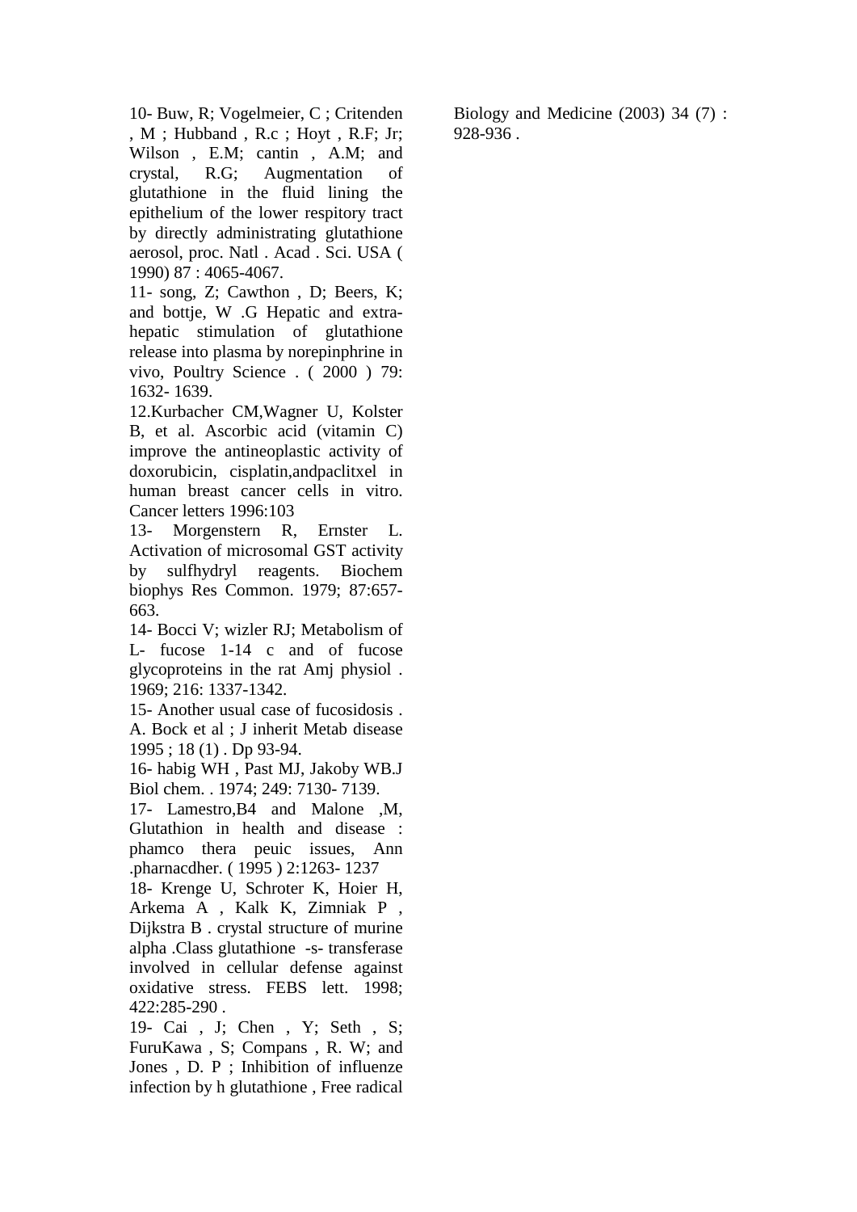10- Buw, R; Vogelmeier, C ; Critenden , M ; Hubband , R.c ; Hoyt , R.F; Jr; Wilson , E.M; cantin , A.M; and crystal, R.G; Augmentation of glutathione in the fluid lining the epithelium of the lower respitory tract by directly administrating glutathione aerosol, proc. Natl . Acad . Sci. USA ( 1990) 87 : 4065-4067.

11- song, Z; Cawthon , D; Beers, K; and bottje, W .G Hepatic and extra-hepatic stimulation of glutathione release into plasma by norepinphrine in vivo, Poultry Science . ( 2000 ) 79: 1632- 1639.

12.Kurbacher CM,Wagner U, Kolster B, et al. Ascorbic acid (vitamin C) improve the antineoplastic activity of doxorubicin, cisplatin,andpaclitxel in human breast cancer cells in vitro. Cancer letters 1996:103

13- Morgenstern R, Ernster L. Activation of microsomal GST activity by sulfhydryl reagents. Biochem biophys Res Common. 1979; 87:657-663.

14- Bocci V; wizler RJ; Metabolism of L- fucose 1-14 c and of fucose glycoproteins in the rat Amj physiol . 1969; 216: 1337-1342.

15- Another usual case of fucosidosis . A. Bock et al ; J inherit Metab disease 1995 ; 18 (1) . Dp 93-94.

16- habig WH , Past MJ, Jakoby WB.J Biol chem. . 1974; 249: 7130- 7139.

17- Lamestro,B4 and Malone ,M, Glutathion in health and disease : phamco thera peuic issues, Ann .pharnacdher. ( 1995 ) 2:1263- 1237

18- Krenge U, Schroter K, Hoier H, Arkema A , Kalk K, Zimniak P , Dijkstra B . crystal structure of murine alpha .Class glutathione -s- transferase involved in cellular defense against oxidative stress. FEBS lett. 1998; 422:285-290 .

19- Cai , J; Chen , Y; Seth , S; FuruKawa , S; Compans , R. W; and Jones , D. P ; Inhibition of influenze infection by h glutathione , Free radical Biology and Medicine (2003) 34 (7) : 928-936 .